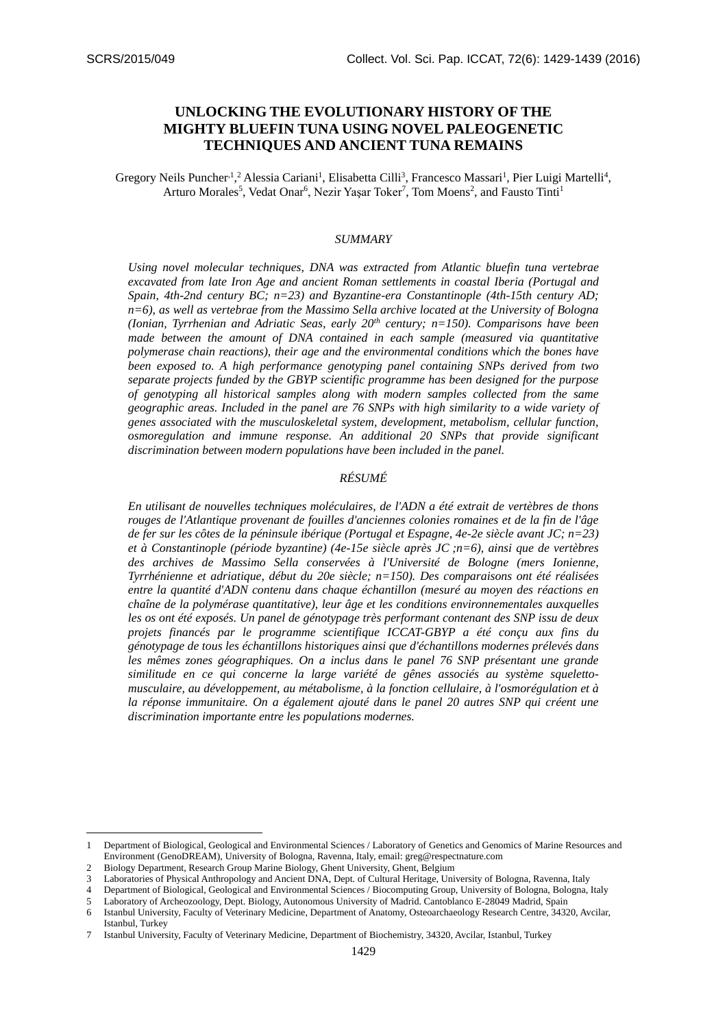# UNLOCKING THE EVOLUTIONARY HISTORY OF THE MIGHTY BLUEFIN TUNA USING NOVEL PALEOGENETIC TECHNIQUES AND ANCIENT TUNA REMAINS

Gregory Neils Puncher[1,2] Alessia Cariani[1], Elisabetta Cilli[3], Francesco Massari[1], Pier Luigi Martelli[4], Arturo Morales[5], Vedat Onar[6], Nezir Yaşar Toker[7], Tom Moens[2], and Fausto Tinti[1]

## SUMMARY

*Using novel molecular techniques, DNA was extracted from Atlantic bluefin tuna vertebrae excavated from late Iron Age and ancient Roman settlements in coastal Iberia (Portugal and Spain, 4th-2nd century BC; n=23) and Byzantine-era Constantinople (4th-15th century AD; n=6), as well as vertebrae from the Massimo Sella archive located at the University of Bologna (Ionian, Tyrrhenian and Adriatic Seas, early 20th century; n=150). Comparisons have been made between the amount of DNA contained in each sample (measured via quantitative polymerase chain reactions), their age and the environmental conditions which the bones have been exposed to. A high performance genotyping panel containing SNPs derived from two separate projects funded by the GBYP scientific programme has been designed for the purpose of genotyping all historical samples along with modern samples collected from the same geographic areas. Included in the panel are 76 SNPs with high similarity to a wide variety of genes associated with the musculoskeletal system, development, metabolism, cellular function, osmoregulation and immune response. An additional 20 SNPs that provide significant discrimination between modern populations have been included in the panel.*

## RÉSUMÉ

*En utilisant de nouvelles techniques moléculaires, de l'ADN a été extrait de vertèbres de thons rouges de l'Atlantique provenant de fouilles d'anciennes colonies romaines et de la fin de l'âge de fer sur les côtes de la péninsule ibérique (Portugal et Espagne, 4e-2e siècle avant JC; n=23) et à Constantinople (période byzantine) (4e-15e siècle après JC ;n=6), ainsi que de vertèbres des archives de Massimo Sella conservées à l'Université de Bologne (mers Ionienne, Tyrrhénienne et adriatique, début du 20e siècle; n=150). Des comparaisons ont été réalisées entre la quantité d'ADN contenu dans chaque échantillon (mesuré au moyen des réactions en chaîne de la polymérase quantitative), leur âge et les conditions environnementales auxquelles les os ont été exposés. Un panel de génotypage très performant contenant des SNP issu de deux projets financés par le programme scientifique ICCAT-GBYP a été conçu aux fins du génotypage de tous les échantillons historiques ainsi que d'échantillons modernes prélevés dans les mêmes zones géographiques. On a inclus dans le panel 76 SNP présentant une grande similitude en ce qui concerne la large variété de gênes associés au système squeletto-musculaire, au développement, au métabolisme, à la fonction cellulaire, à l'osmorégulation et à la réponse immunitaire. On a également ajouté dans le panel 20 autres SNP qui créent une discrimination importante entre les populations modernes.*

---

1 Department of Biological, Geological and Environmental Sciences / Laboratory of Genetics and Genomics of Marine Resources and Environment (GenoDREAM), University of Bologna, Ravenna, Italy, email: greg@respectnature.com
2 Biology Department, Research Group Marine Biology, Ghent University, Ghent, Belgium
3 Laboratories of Physical Anthropology and Ancient DNA, Dept. of Cultural Heritage, University of Bologna, Ravenna, Italy
4 Department of Biological, Geological and Environmental Sciences / Biocomputing Group, University of Bologna, Bologna, Italy
5 Laboratory of Archeozoology, Dept. Biology, Autonomous University of Madrid. Cantoblanco E-28049 Madrid, Spain
6 Istanbul University, Faculty of Veterinary Medicine, Department of Anatomy, Osteoarchaeology Research Centre, 34320, Avcilar, Istanbul, Turkey
7 Istanbul University, Faculty of Veterinary Medicine, Department of Biochemistry, 34320, Avcilar, Istanbul, Turkey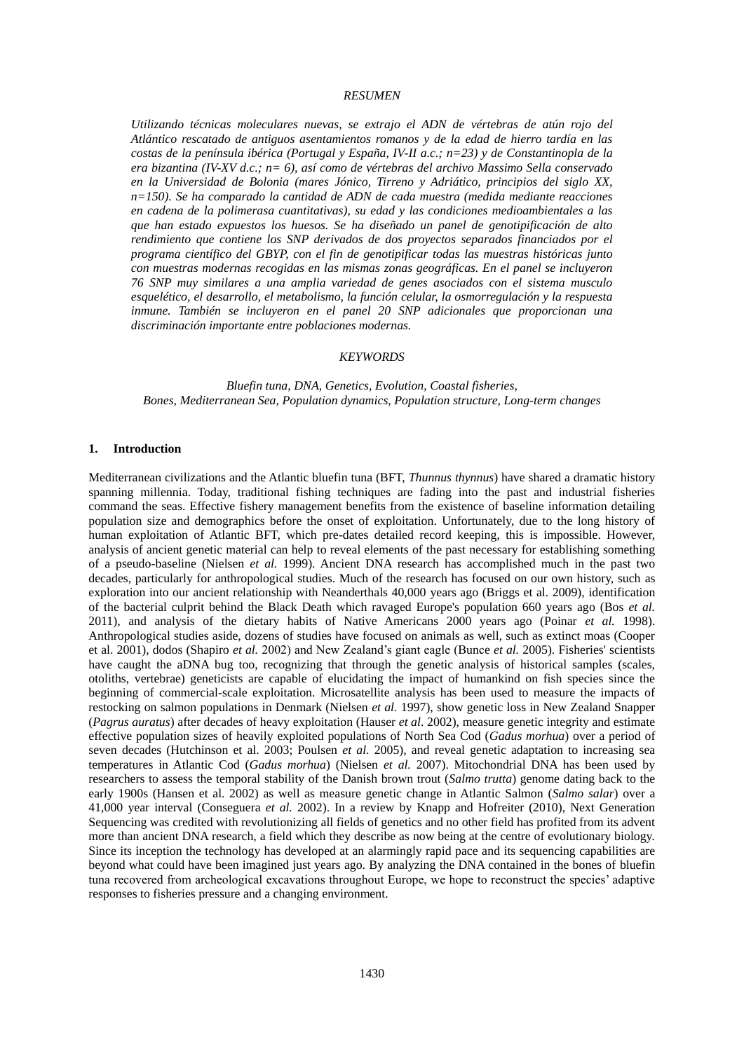## *RESUMEN*

*Utilizando técnicas moleculares nuevas, se extrajo el ADN de vértebras de atún rojo del Atlántico rescatado de antiguos asentamientos romanos y de la edad de hierro tardía en las costas de la península ibérica (Portugal y España, IV-II a.c.; n=23) y de Constantinopla de la era bizantina (IV-XV d.c.; n= 6), así como de vértebras del archivo Massimo Sella conservado en la Universidad de Bolonia (mares Jónico, Tirreno y Adriático, principios del siglo XX, n=150). Se ha comparado la cantidad de ADN de cada muestra (medida mediante reacciones en cadena de la polimerasa cuantitativas), su edad y las condiciones medioambientales a las que han estado expuestos los huesos. Se ha diseñado un panel de genotipificación de alto rendimiento que contiene los SNP derivados de dos proyectos separados financiados por el programa científico del GBYP, con el fin de genotipificar todas las muestras históricas junto con muestras modernas recogidas en las mismas zonas geográficas. En el panel se incluyeron 76 SNP muy similares a una amplia variedad de genes asociados con el sistema musculo esquelético, el desarrollo, el metabolismo, la función celular, la osmorregulación y la respuesta inmune. También se incluyeron en el panel 20 SNP adicionales que proporcionan una discriminación importante entre poblaciones modernas.*

## *KEYWORDS*

*Bluefin tuna, DNA, Genetics, Evolution, Coastal fisheries, Bones, Mediterranean Sea, Population dynamics, Population structure, Long-term changes*

## 1. Introduction

Mediterranean civilizations and the Atlantic bluefin tuna (BFT, *Thunnus thynnus*) have shared a dramatic history spanning millennia. Today, traditional fishing techniques are fading into the past and industrial fisheries command the seas. Effective fishery management benefits from the existence of baseline information detailing population size and demographics before the onset of exploitation. Unfortunately, due to the long history of human exploitation of Atlantic BFT, which pre-dates detailed record keeping, this is impossible. However, analysis of ancient genetic material can help to reveal elements of the past necessary for establishing something of a pseudo-baseline (Nielsen *et al.* 1999). Ancient DNA research has accomplished much in the past two decades, particularly for anthropological studies. Much of the research has focused on our own history, such as exploration into our ancient relationship with Neanderthals 40,000 years ago (Briggs et al. 2009), identification of the bacterial culprit behind the Black Death which ravaged Europe's population 660 years ago (Bos *et al.* 2011), and analysis of the dietary habits of Native Americans 2000 years ago (Poinar *et al.* 1998). Anthropological studies aside, dozens of studies have focused on animals as well, such as extinct moas (Cooper et al. 2001), dodos (Shapiro *et al.* 2002) and New Zealand's giant eagle (Bunce *et al.* 2005). Fisheries' scientists have caught the aDNA bug too, recognizing that through the genetic analysis of historical samples (scales, otoliths, vertebrae) geneticists are capable of elucidating the impact of humankind on fish species since the beginning of commercial-scale exploitation. Microsatellite analysis has been used to measure the impacts of restocking on salmon populations in Denmark (Nielsen *et al.* 1997), show genetic loss in New Zealand Snapper (*Pagrus auratus*) after decades of heavy exploitation (Hauser *et al*. 2002), measure genetic integrity and estimate effective population sizes of heavily exploited populations of North Sea Cod (*Gadus morhua*) over a period of seven decades (Hutchinson et al. 2003; Poulsen *et al.* 2005), and reveal genetic adaptation to increasing sea temperatures in Atlantic Cod (*Gadus morhua*) (Nielsen *et al.* 2007). Mitochondrial DNA has been used by researchers to assess the temporal stability of the Danish brown trout (*Salmo trutta*) genome dating back to the early 1900s (Hansen et al. 2002) as well as measure genetic change in Atlantic Salmon (*Salmo salar*) over a 41,000 year interval (Conseguera *et al.* 2002). In a review by Knapp and Hofreiter (2010), Next Generation Sequencing was credited with revolutionizing all fields of genetics and no other field has profited from its advent more than ancient DNA research, a field which they describe as now being at the centre of evolutionary biology. Since its inception the technology has developed at an alarmingly rapid pace and its sequencing capabilities are beyond what could have been imagined just years ago. By analyzing the DNA contained in the bones of bluefin tuna recovered from archeological excavations throughout Europe, we hope to reconstruct the species' adaptive responses to fisheries pressure and a changing environment.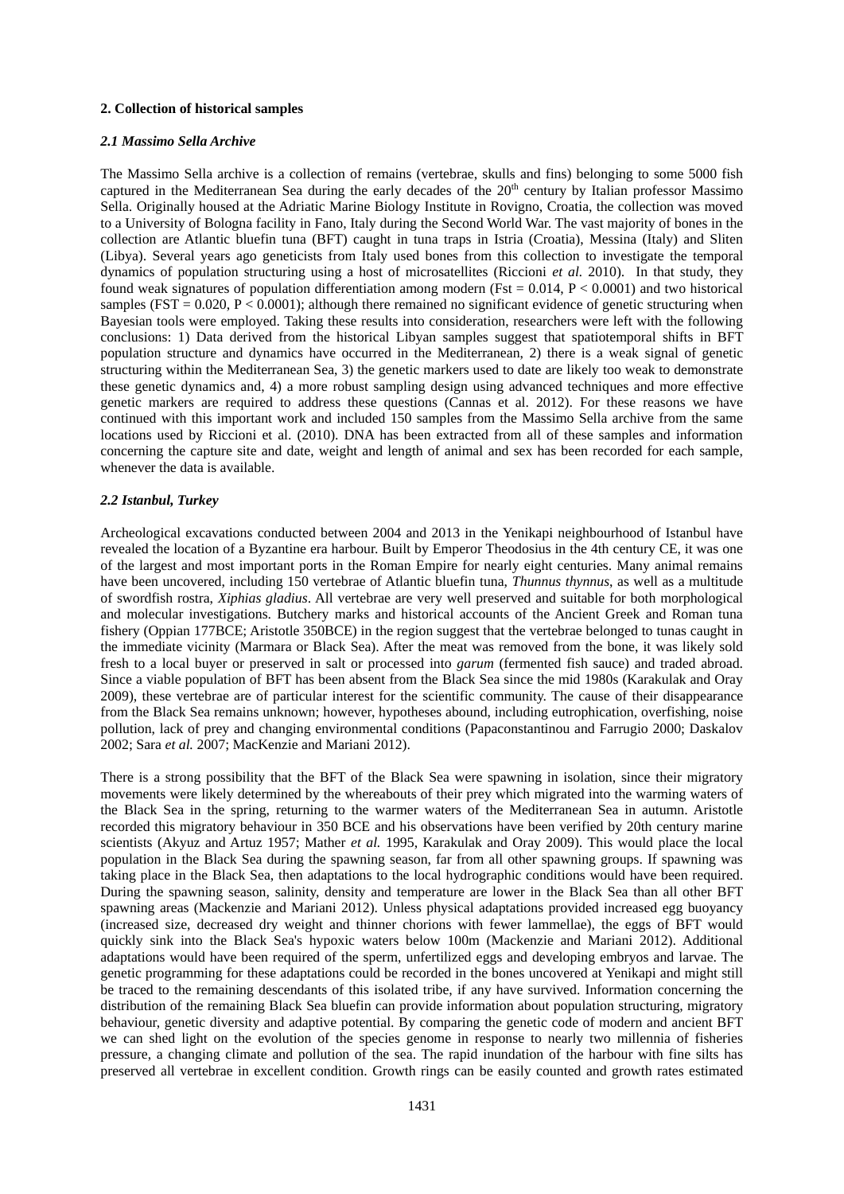## 2. Collection of historical samples

### *2.1 Massimo Sella Archive*

The Massimo Sella archive is a collection of remains (vertebrae, skulls and fins) belonging to some 5000 fish captured in the Mediterranean Sea during the early decades of the 20th century by Italian professor Massimo Sella. Originally housed at the Adriatic Marine Biology Institute in Rovigno, Croatia, the collection was moved to a University of Bologna facility in Fano, Italy during the Second World War. The vast majority of bones in the collection are Atlantic bluefin tuna (BFT) caught in tuna traps in Istria (Croatia), Messina (Italy) and Sliten (Libya). Several years ago geneticists from Italy used bones from this collection to investigate the temporal dynamics of population structuring using a host of microsatellites (Riccioni *et al.* 2010). In that study, they found weak signatures of population differentiation among modern (Fst = 0.014, $P < 0.0001$) and two historical samples (FST = 0.020, $P < 0.0001$); although there remained no significant evidence of genetic structuring when Bayesian tools were employed. Taking these results into consideration, researchers were left with the following conclusions: 1) Data derived from the historical Libyan samples suggest that spatiotemporal shifts in BFT population structure and dynamics have occurred in the Mediterranean, 2) there is a weak signal of genetic structuring within the Mediterranean Sea, 3) the genetic markers used to date are likely too weak to demonstrate these genetic dynamics and, 4) a more robust sampling design using advanced techniques and more effective genetic markers are required to address these questions (Cannas et al. 2012). For these reasons we have continued with this important work and included 150 samples from the Massimo Sella archive from the same locations used by Riccioni et al. (2010). DNA has been extracted from all of these samples and information concerning the capture site and date, weight and length of animal and sex has been recorded for each sample, whenever the data is available.

### *2.2 Istanbul, Turkey*

Archeological excavations conducted between 2004 and 2013 in the Yenikapi neighbourhood of Istanbul have revealed the location of a Byzantine era harbour. Built by Emperor Theodosius in the 4th century CE, it was one of the largest and most important ports in the Roman Empire for nearly eight centuries. Many animal remains have been uncovered, including 150 vertebrae of Atlantic bluefin tuna, *Thunnus thynnus*, as well as a multitude of swordfish rostra, *Xiphias gladius*. All vertebrae are very well preserved and suitable for both morphological and molecular investigations. Butchery marks and historical accounts of the Ancient Greek and Roman tuna fishery (Oppian 177BCE; Aristotle 350BCE) in the region suggest that the vertebrae belonged to tunas caught in the immediate vicinity (Marmara or Black Sea). After the meat was removed from the bone, it was likely sold fresh to a local buyer or preserved in salt or processed into *garum* (fermented fish sauce) and traded abroad. Since a viable population of BFT has been absent from the Black Sea since the mid 1980s (Karakulak and Oray 2009), these vertebrae are of particular interest for the scientific community. The cause of their disappearance from the Black Sea remains unknown; however, hypotheses abound, including eutrophication, overfishing, noise pollution, lack of prey and changing environmental conditions (Papaconstantinou and Farrugio 2000; Daskalov 2002; Sara *et al.* 2007; MacKenzie and Mariani 2012).

There is a strong possibility that the BFT of the Black Sea were spawning in isolation, since their migratory movements were likely determined by the whereabouts of their prey which migrated into the warming waters of the Black Sea in the spring, returning to the warmer waters of the Mediterranean Sea in autumn. Aristotle recorded this migratory behaviour in 350 BCE and his observations have been verified by 20th century marine scientists (Akyuz and Artuz 1957; Mather *et al.* 1995, Karakulak and Oray 2009). This would place the local population in the Black Sea during the spawning season, far from all other spawning groups. If spawning was taking place in the Black Sea, then adaptations to the local hydrographic conditions would have been required. During the spawning season, salinity, density and temperature are lower in the Black Sea than all other BFT spawning areas (Mackenzie and Mariani 2012). Unless physical adaptations provided increased egg buoyancy (increased size, decreased dry weight and thinner chorions with fewer lammellae), the eggs of BFT would quickly sink into the Black Sea's hypoxic waters below 100m (Mackenzie and Mariani 2012). Additional adaptations would have been required of the sperm, unfertilized eggs and developing embryos and larvae. The genetic programming for these adaptations could be recorded in the bones uncovered at Yenikapi and might still be traced to the remaining descendants of this isolated tribe, if any have survived. Information concerning the distribution of the remaining Black Sea bluefin can provide information about population structuring, migratory behaviour, genetic diversity and adaptive potential. By comparing the genetic code of modern and ancient BFT we can shed light on the evolution of the species genome in response to nearly two millennia of fisheries pressure, a changing climate and pollution of the sea. The rapid inundation of the harbour with fine silts has preserved all vertebrae in excellent condition. Growth rings can be easily counted and growth rates estimated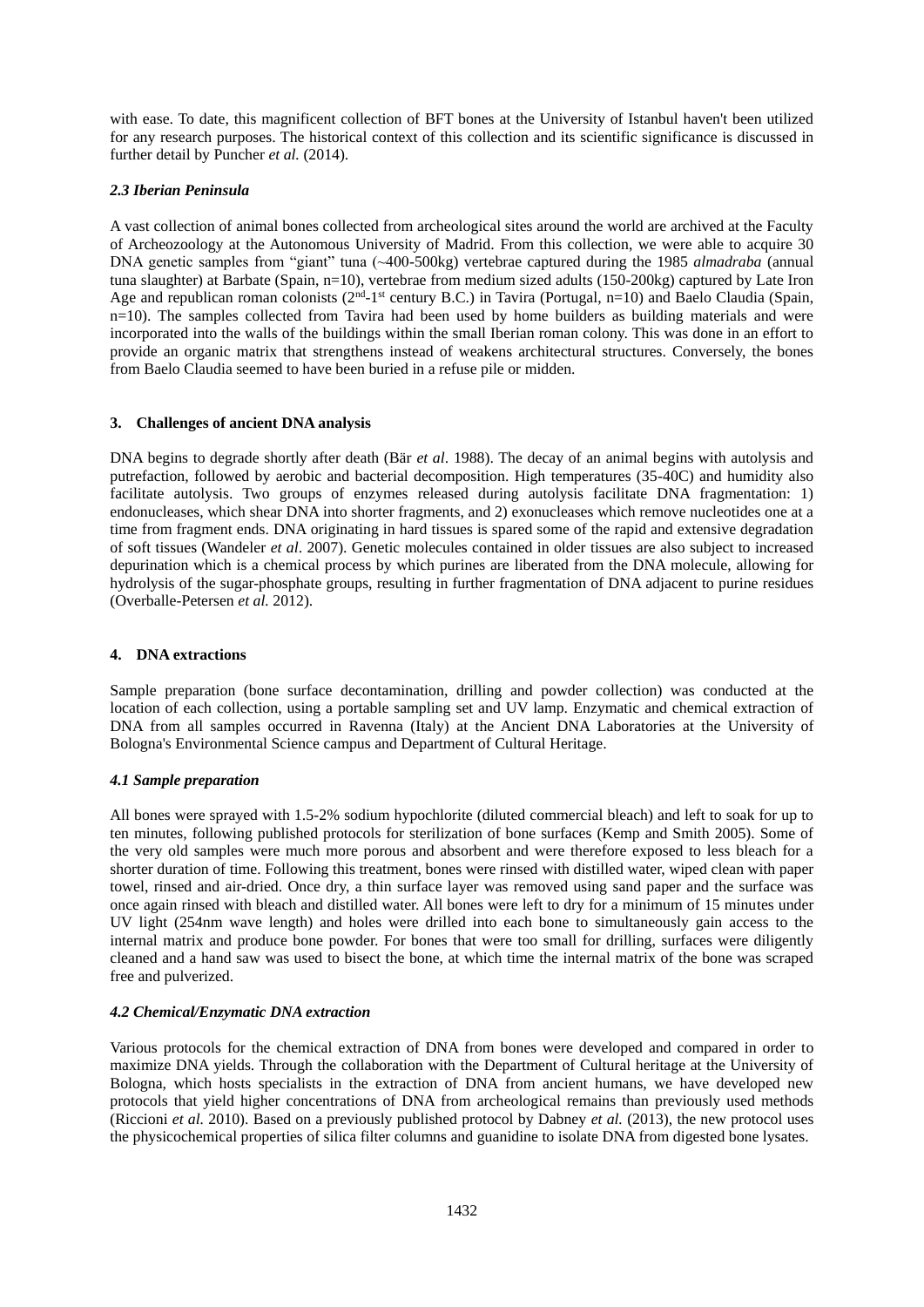with ease. To date, this magnificent collection of BFT bones at the University of Istanbul haven't been utilized for any research purposes. The historical context of this collection and its scientific significance is discussed in further detail by Puncher *et al.* (2014).

### *2.3 Iberian Peninsula*

A vast collection of animal bones collected from archeological sites around the world are archived at the Faculty of Archeozoology at the Autonomous University of Madrid. From this collection, we were able to acquire 30 DNA genetic samples from "giant" tuna (~400-500kg) vertebrae captured during the 1985 *almadraba* (annual tuna slaughter) at Barbate (Spain, n=10), vertebrae from medium sized adults (150-200kg) captured by Late Iron Age and republican roman colonists (2[nd]-1[st] century B.C.) in Tavira (Portugal, n=10) and Baelo Claudia (Spain, n=10). The samples collected from Tavira had been used by home builders as building materials and were incorporated into the walls of the buildings within the small Iberian roman colony. This was done in an effort to provide an organic matrix that strengthens instead of weakens architectural structures. Conversely, the bones from Baelo Claudia seemed to have been buried in a refuse pile or midden.

## 3. Challenges of ancient DNA analysis

DNA begins to degrade shortly after death (Bär *et al*. 1988). The decay of an animal begins with autolysis and putrefaction, followed by aerobic and bacterial decomposition. High temperatures (35-40C) and humidity also facilitate autolysis. Two groups of enzymes released during autolysis facilitate DNA fragmentation: 1) endonucleases, which shear DNA into shorter fragments, and 2) exonucleases which remove nucleotides one at a time from fragment ends. DNA originating in hard tissues is spared some of the rapid and extensive degradation of soft tissues (Wandeler *et al*. 2007). Genetic molecules contained in older tissues are also subject to increased depurination which is a chemical process by which purines are liberated from the DNA molecule, allowing for hydrolysis of the sugar-phosphate groups, resulting in further fragmentation of DNA adjacent to purine residues (Overballe-Petersen *et al.* 2012).

## 4. DNA extractions

Sample preparation (bone surface decontamination, drilling and powder collection) was conducted at the location of each collection, using a portable sampling set and UV lamp. Enzymatic and chemical extraction of DNA from all samples occurred in Ravenna (Italy) at the Ancient DNA Laboratories at the University of Bologna's Environmental Science campus and Department of Cultural Heritage.

### *4.1 Sample preparation*

All bones were sprayed with 1.5-2% sodium hypochlorite (diluted commercial bleach) and left to soak for up to ten minutes, following published protocols for sterilization of bone surfaces (Kemp and Smith 2005). Some of the very old samples were much more porous and absorbent and were therefore exposed to less bleach for a shorter duration of time. Following this treatment, bones were rinsed with distilled water, wiped clean with paper towel, rinsed and air-dried. Once dry, a thin surface layer was removed using sand paper and the surface was once again rinsed with bleach and distilled water. All bones were left to dry for a minimum of 15 minutes under UV light (254nm wave length) and holes were drilled into each bone to simultaneously gain access to the internal matrix and produce bone powder. For bones that were too small for drilling, surfaces were diligently cleaned and a hand saw was used to bisect the bone, at which time the internal matrix of the bone was scraped free and pulverized.

### *4.2 Chemical/Enzymatic DNA extraction*

Various protocols for the chemical extraction of DNA from bones were developed and compared in order to maximize DNA yields. Through the collaboration with the Department of Cultural heritage at the University of Bologna, which hosts specialists in the extraction of DNA from ancient humans, we have developed new protocols that yield higher concentrations of DNA from archeological remains than previously used methods (Riccioni *et al.* 2010). Based on a previously published protocol by Dabney *et al.* (2013), the new protocol uses the physicochemical properties of silica filter columns and guanidine to isolate DNA from digested bone lysates.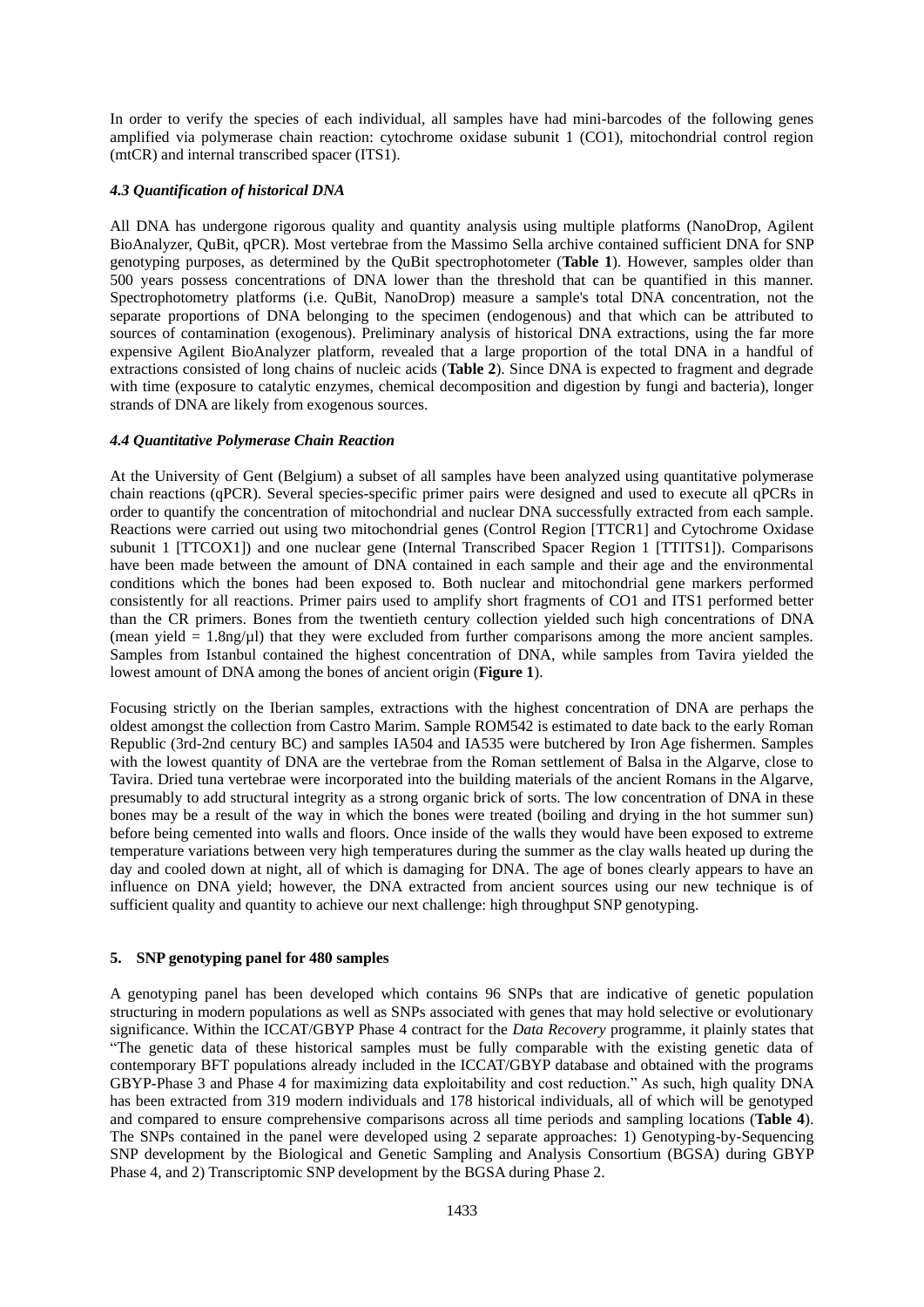In order to verify the species of each individual, all samples have had mini-barcodes of the following genes amplified via polymerase chain reaction: cytochrome oxidase subunit 1 (CO1), mitochondrial control region (mtCR) and internal transcribed spacer (ITS1).

### *4.3 Quantification of historical DNA*

All DNA has undergone rigorous quality and quantity analysis using multiple platforms (NanoDrop, Agilent BioAnalyzer, QuBit, qPCR). Most vertebrae from the Massimo Sella archive contained sufficient DNA for SNP genotyping purposes, as determined by the QuBit spectrophotometer (**Table 1**). However, samples older than 500 years possess concentrations of DNA lower than the threshold that can be quantified in this manner. Spectrophotometry platforms (i.e. QuBit, NanoDrop) measure a sample's total DNA concentration, not the separate proportions of DNA belonging to the specimen (endogenous) and that which can be attributed to sources of contamination (exogenous). Preliminary analysis of historical DNA extractions, using the far more expensive Agilent BioAnalyzer platform, revealed that a large proportion of the total DNA in a handful of extractions consisted of long chains of nucleic acids (**Table 2**). Since DNA is expected to fragment and degrade with time (exposure to catalytic enzymes, chemical decomposition and digestion by fungi and bacteria), longer strands of DNA are likely from exogenous sources.

### *4.4 Quantitative Polymerase Chain Reaction*

At the University of Gent (Belgium) a subset of all samples have been analyzed using quantitative polymerase chain reactions (qPCR). Several species-specific primer pairs were designed and used to execute all qPCRs in order to quantify the concentration of mitochondrial and nuclear DNA successfully extracted from each sample. Reactions were carried out using two mitochondrial genes (Control Region [TTCR1] and Cytochrome Oxidase subunit 1 [TTCOX1]) and one nuclear gene (Internal Transcribed Spacer Region 1 [TTITS1]). Comparisons have been made between the amount of DNA contained in each sample and their age and the environmental conditions which the bones had been exposed to. Both nuclear and mitochondrial gene markers performed consistently for all reactions. Primer pairs used to amplify short fragments of CO1 and ITS1 performed better than the CR primers. Bones from the twentieth century collection yielded such high concentrations of DNA (mean yield = 1.8ng/µl) that they were excluded from further comparisons among the more ancient samples. Samples from Istanbul contained the highest concentration of DNA, while samples from Tavira yielded the lowest amount of DNA among the bones of ancient origin (**Figure 1**).

Focusing strictly on the Iberian samples, extractions with the highest concentration of DNA are perhaps the oldest amongst the collection from Castro Marim. Sample ROM542 is estimated to date back to the early Roman Republic (3rd-2nd century BC) and samples IA504 and IA535 were butchered by Iron Age fishermen. Samples with the lowest quantity of DNA are the vertebrae from the Roman settlement of Balsa in the Algarve, close to Tavira. Dried tuna vertebrae were incorporated into the building materials of the ancient Romans in the Algarve, presumably to add structural integrity as a strong organic brick of sorts. The low concentration of DNA in these bones may be a result of the way in which the bones were treated (boiling and drying in the hot summer sun) before being cemented into walls and floors. Once inside of the walls they would have been exposed to extreme temperature variations between very high temperatures during the summer as the clay walls heated up during the day and cooled down at night, all of which is damaging for DNA. The age of bones clearly appears to have an influence on DNA yield; however, the DNA extracted from ancient sources using our new technique is of sufficient quality and quantity to achieve our next challenge: high throughput SNP genotyping.

## 5. SNP genotyping panel for 480 samples

A genotyping panel has been developed which contains 96 SNPs that are indicative of genetic population structuring in modern populations as well as SNPs associated with genes that may hold selective or evolutionary significance. Within the ICCAT/GBYP Phase 4 contract for the *Data Recovery* programme, it plainly states that "The genetic data of these historical samples must be fully comparable with the existing genetic data of contemporary BFT populations already included in the ICCAT/GBYP database and obtained with the programs GBYP-Phase 3 and Phase 4 for maximizing data exploitability and cost reduction." As such, high quality DNA has been extracted from 319 modern individuals and 178 historical individuals, all of which will be genotyped and compared to ensure comprehensive comparisons across all time periods and sampling locations (**Table 4**). The SNPs contained in the panel were developed using 2 separate approaches: 1) Genotyping-by-Sequencing SNP development by the Biological and Genetic Sampling and Analysis Consortium (BGSA) during GBYP Phase 4, and 2) Transcriptomic SNP development by the BGSA during Phase 2.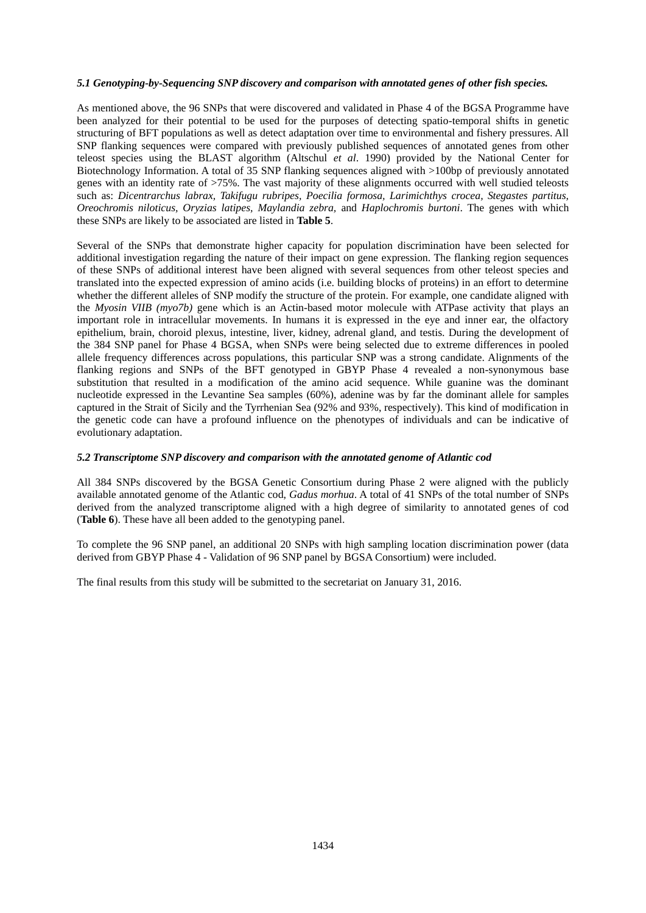### *5.1 Genotyping-by-Sequencing SNP discovery and comparison with annotated genes of other fish species.*

As mentioned above, the 96 SNPs that were discovered and validated in Phase 4 of the BGSA Programme have been analyzed for their potential to be used for the purposes of detecting spatio-temporal shifts in genetic structuring of BFT populations as well as detect adaptation over time to environmental and fishery pressures. All SNP flanking sequences were compared with previously published sequences of annotated genes from other teleost species using the BLAST algorithm (Altschul *et al*. 1990) provided by the National Center for Biotechnology Information. A total of 35 SNP flanking sequences aligned with >100bp of previously annotated genes with an identity rate of >75%. The vast majority of these alignments occurred with well studied teleosts such as: *Dicentrarchus labrax, Takifugu rubripes, Poecilia formosa, Larimichthys crocea, Stegastes partitus, Oreochromis niloticus, Oryzias latipes, Maylandia zebra,* and *Haplochromis burtoni*. The genes with which these SNPs are likely to be associated are listed in **Table 5**.

Several of the SNPs that demonstrate higher capacity for population discrimination have been selected for additional investigation regarding the nature of their impact on gene expression. The flanking region sequences of these SNPs of additional interest have been aligned with several sequences from other teleost species and translated into the expected expression of amino acids (i.e. building blocks of proteins) in an effort to determine whether the different alleles of SNP modify the structure of the protein. For example, one candidate aligned with the *Myosin VIIB (myo7b)* gene which is an Actin-based motor molecule with ATPase activity that plays an important role in intracellular movements. In humans it is expressed in the eye and inner ear, the olfactory epithelium, brain, choroid plexus, intestine, liver, kidney, adrenal gland, and testis. During the development of the 384 SNP panel for Phase 4 BGSA, when SNPs were being selected due to extreme differences in pooled allele frequency differences across populations, this particular SNP was a strong candidate. Alignments of the flanking regions and SNPs of the BFT genotyped in GBYP Phase 4 revealed a non-synonymous base substitution that resulted in a modification of the amino acid sequence. While guanine was the dominant nucleotide expressed in the Levantine Sea samples (60%), adenine was by far the dominant allele for samples captured in the Strait of Sicily and the Tyrrhenian Sea (92% and 93%, respectively). This kind of modification in the genetic code can have a profound influence on the phenotypes of individuals and can be indicative of evolutionary adaptation.

### *5.2 Transcriptome SNP discovery and comparison with the annotated genome of Atlantic cod*

All 384 SNPs discovered by the BGSA Genetic Consortium during Phase 2 were aligned with the publicly available annotated genome of the Atlantic cod, *Gadus morhua*. A total of 41 SNPs of the total number of SNPs derived from the analyzed transcriptome aligned with a high degree of similarity to annotated genes of cod (**Table 6**). These have all been added to the genotyping panel.

To complete the 96 SNP panel, an additional 20 SNPs with high sampling location discrimination power (data derived from GBYP Phase 4 - Validation of 96 SNP panel by BGSA Consortium) were included.

The final results from this study will be submitted to the secretariat on January 31, 2016.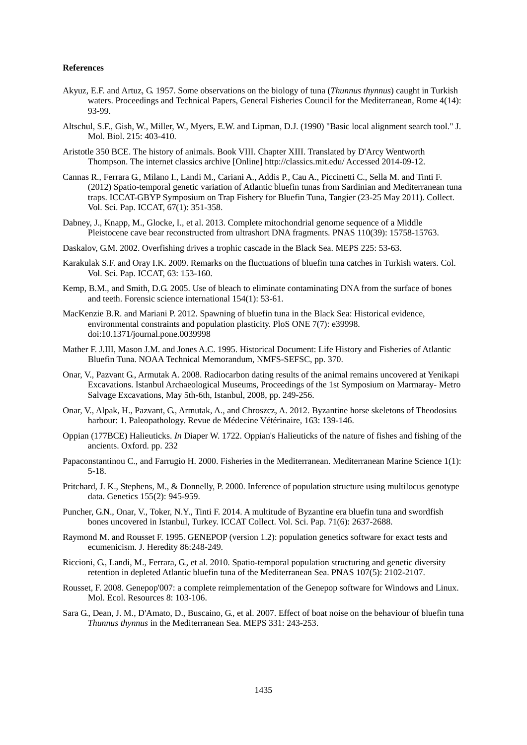**References**

Akyuz, E.F. and Artuz, G. 1957. Some observations on the biology of tuna (*Thunnus thynnus*) caught in Turkish waters. Proceedings and Technical Papers, General Fisheries Council for the Mediterranean, Rome 4(14): 93-99.

Altschul, S.F., Gish, W., Miller, W., Myers, E.W. and Lipman, D.J. (1990) "Basic local alignment search tool." J. Mol. Biol. 215: 403-410.

Aristotle 350 BCE. The history of animals. Book VIII. Chapter XIII. Translated by D'Arcy Wentworth Thompson. The internet classics archive [Online] http://classics.mit.edu/ Accessed 2014-09-12.

Cannas R., Ferrara G., Milano I., Landi M., Cariani A., Addis P., Cau A., Piccinetti C., Sella M. and Tinti F. (2012) Spatio-temporal genetic variation of Atlantic bluefin tunas from Sardinian and Mediterranean tuna traps. ICCAT-GBYP Symposium on Trap Fishery for Bluefin Tuna, Tangier (23-25 May 2011). Collect. Vol. Sci. Pap. ICCAT, 67(1): 351-358.

Dabney, J., Knapp, M., Glocke, I., et al. 2013. Complete mitochondrial genome sequence of a Middle Pleistocene cave bear reconstructed from ultrashort DNA fragments. PNAS 110(39): 15758-15763.

Daskalov, G.M. 2002. Overfishing drives a trophic cascade in the Black Sea. MEPS 225: 53-63.

Karakulak S.F. and Oray I.K. 2009. Remarks on the fluctuations of bluefin tuna catches in Turkish waters. Col. Vol. Sci. Pap. ICCAT, 63: 153-160.

Kemp, B.M., and Smith, D.G. 2005. Use of bleach to eliminate contaminating DNA from the surface of bones and teeth. Forensic science international 154(1): 53-61.

MacKenzie B.R. and Mariani P. 2012. Spawning of bluefin tuna in the Black Sea: Historical evidence, environmental constraints and population plasticity. PloS ONE 7(7): e39998. doi:10.1371/journal.pone.0039998

Mather F. J.III, Mason J.M. and Jones A.C. 1995. Historical Document: Life History and Fisheries of Atlantic Bluefin Tuna. NOAA Technical Memorandum, NMFS-SEFSC, pp. 370.

Onar, V., Pazvant G., Armutak A. 2008. Radiocarbon dating results of the animal remains uncovered at Yenikapi Excavations. Istanbul Archaeological Museums, Proceedings of the 1st Symposium on Marmaray- Metro Salvage Excavations, May 5th-6th, Istanbul, 2008, pp. 249-256.

Onar, V., Alpak, H., Pazvant, G., Armutak, A., and Chroszcz, A. 2012. Byzantine horse skeletons of Theodosius harbour: 1. Paleopathology. Revue de Médecine Vétérinaire, 163: 139-146.

Oppian (177BCE) Halieuticks. *In* Diaper W. 1722. Oppian's Halieuticks of the nature of fishes and fishing of the ancients. Oxford. pp. 232

Papaconstantinou C., and Farrugio H. 2000. Fisheries in the Mediterranean. Mediterranean Marine Science 1(1): 5-18.

Pritchard, J. K., Stephens, M., & Donnelly, P. 2000. Inference of population structure using multilocus genotype data. Genetics 155(2): 945-959.

Puncher, G.N., Onar, V., Toker, N.Y., Tinti F. 2014. A multitude of Byzantine era bluefin tuna and swordfish bones uncovered in Istanbul, Turkey. ICCAT Collect. Vol. Sci. Pap. 71(6): 2637-2688.

Raymond M. and Rousset F. 1995. GENEPOP (version 1.2): population genetics software for exact tests and ecumenicism. J. Heredity 86:248-249.

Riccioni, G., Landi, M., Ferrara, G., et al. 2010. Spatio-temporal population structuring and genetic diversity retention in depleted Atlantic bluefin tuna of the Mediterranean Sea. PNAS 107(5): 2102-2107.

Rousset, F. 2008. Genepop'007: a complete reimplementation of the Genepop software for Windows and Linux. Mol. Ecol. Resources 8: 103-106.

Sara G., Dean, J. M., D'Amato, D., Buscaino, G., et al. 2007. Effect of boat noise on the behaviour of bluefin tuna *Thunnus thynnus* in the Mediterranean Sea. MEPS 331: 243-253.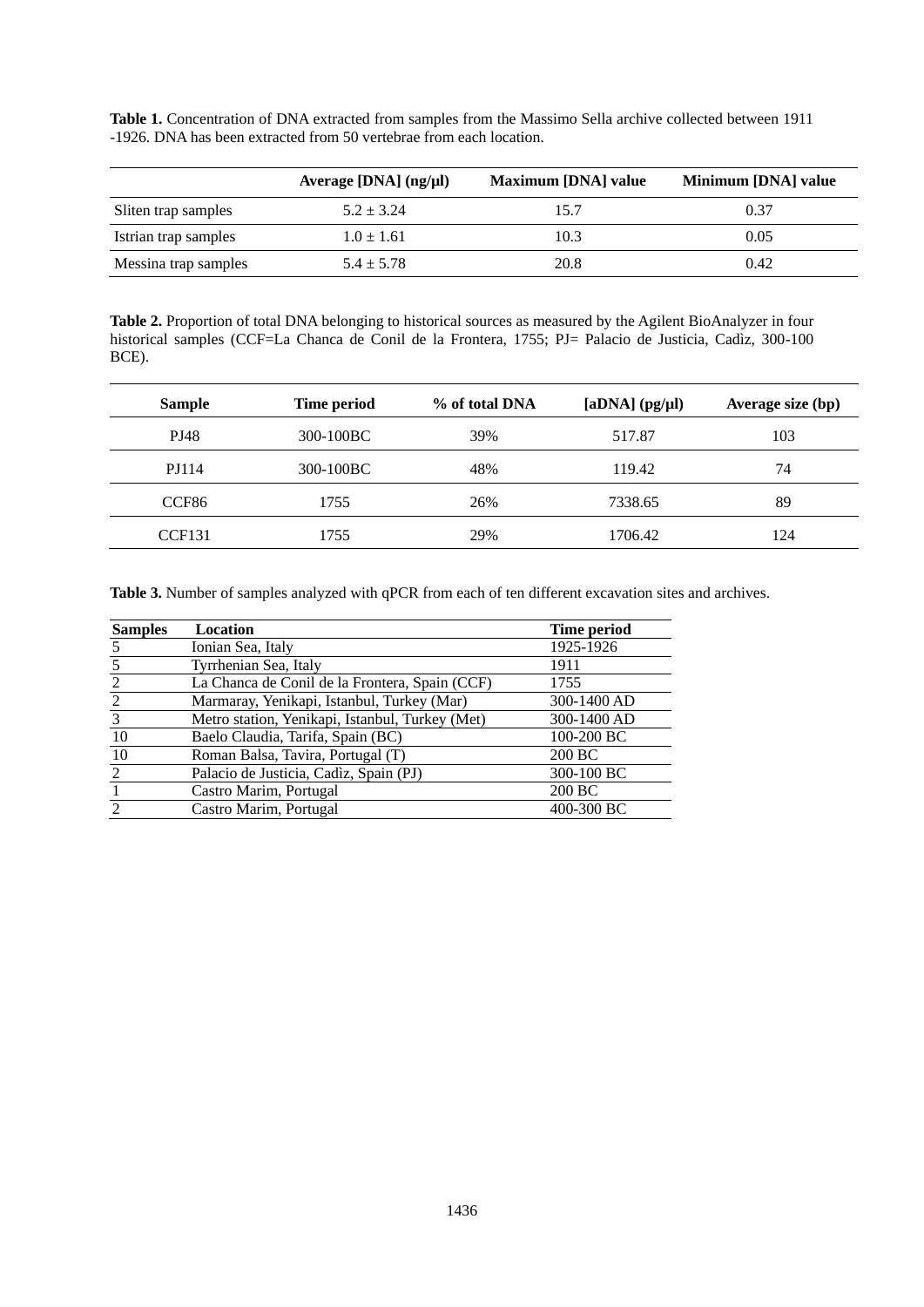**Table 1.** Concentration of DNA extracted from samples from the Massimo Sella archive collected between 1911 -1926. DNA has been extracted from 50 vertebrae from each location.

| | Average [DNA] (ng/μl) | Maximum [DNA] value | Minimum [DNA] value |
|---|---|---|---|
| Sliten trap samples | 5.2 ± 3.24 | 15.7 | 0.37 |
| Istrian trap samples | 1.0 ± 1.61 | 10.3 | 0.05 |
| Messina trap samples | 5.4 ± 5.78 | 20.8 | 0.42 |

**Table 2.** Proportion of total DNA belonging to historical sources as measured by the Agilent BioAnalyzer in four historical samples (CCF=La Chanca de Conil de la Frontera, 1755; PJ= Palacio de Justicia, Cadìz, 300-100 BCE).

| Sample | Time period | % of total DNA | [aDNA] (pg/μl) | Average size (bp) |
|---|---|---|---|---|
| PJ48 | 300-100BC | 39% | 517.87 | 103 |
| PJ114 | 300-100BC | 48% | 119.42 | 74 |
| CCF86 | 1755 | 26% | 7338.65 | 89 |
| CCF131 | 1755 | 29% | 1706.42 | 124 |

**Table 3.** Number of samples analyzed with qPCR from each of ten different excavation sites and archives.

| Samples | Location | Time period |
|---|---|---|
| 5 | Ionian Sea, Italy | 1925-1926 |
| 5 | Tyrrhenian Sea, Italy | 1911 |
| 2 | La Chanca de Conil de la Frontera, Spain (CCF) | 1755 |
| 2 | Marmaray, Yenikapi, Istanbul, Turkey (Mar) | 300-1400 AD |
| 3 | Metro station, Yenikapi, Istanbul, Turkey (Met) | 300-1400 AD |
| 10 | Baelo Claudia, Tarifa, Spain (BC) | 100-200 BC |
| 10 | Roman Balsa, Tavira, Portugal (T) | 200 BC |
| 2 | Palacio de Justicia, Cadiz, Spain (PJ) | 300-100 BC |
| 1 | Castro Marim, Portugal | 200 BC |
| 2 | Castro Marim, Portugal | 400-300 BC |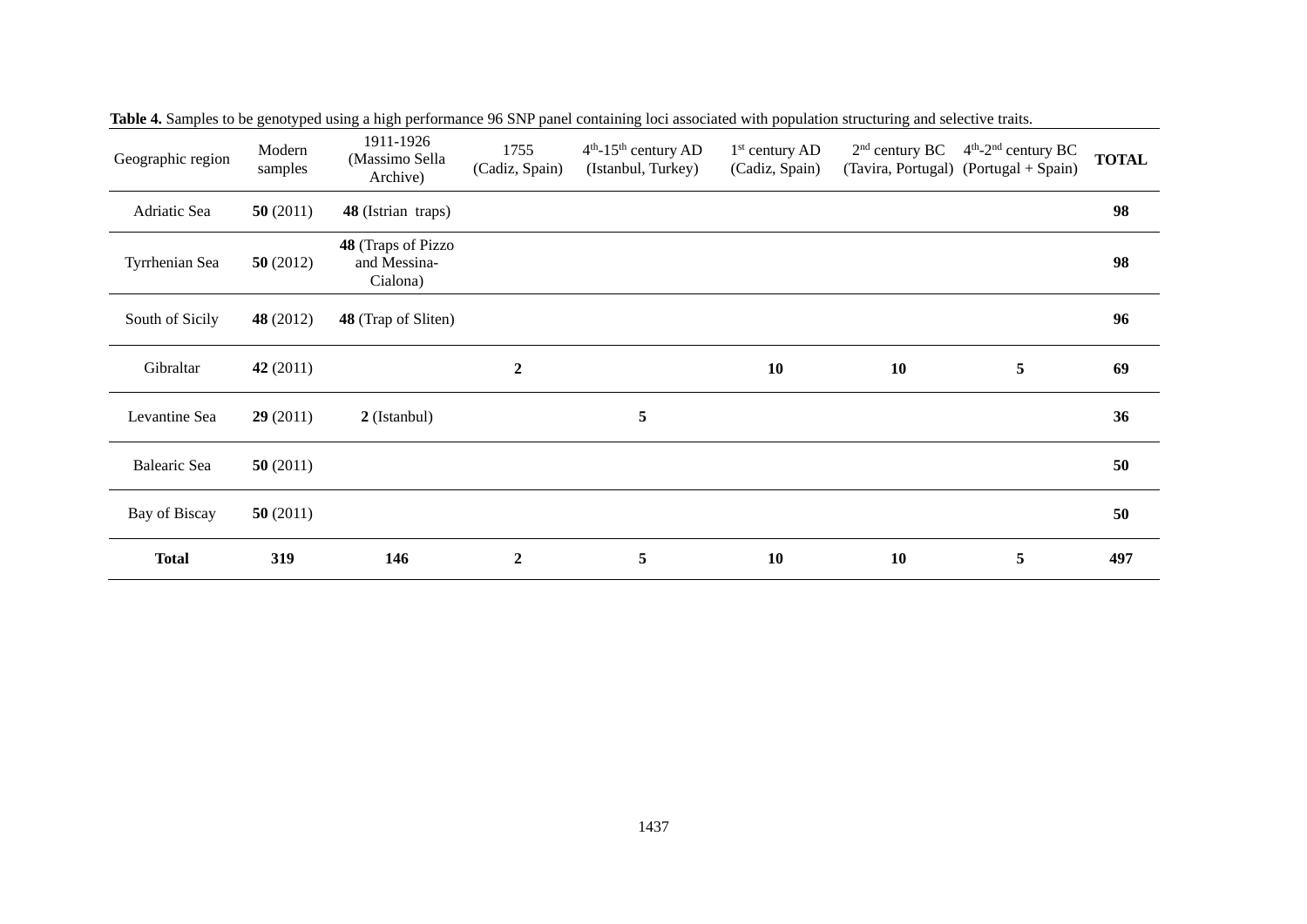**Table 4.** Samples to be genotyped using a high performance 96 SNP panel containing loci associated with population structuring and selective traits.

| Geographic region | Modern samples | 1911-1926 (Massimo Sella Archive) | 1755 (Cadiz, Spain) | 4th-15th century AD (Istanbul, Turkey) | 1st century AD (Cadiz, Spain) | 2nd century BC (Tavira, Portugal) | 4th-2nd century BC (Portugal + Spain) | **TOTAL** |
|---|---|---|---|---|---|---|---|---|
| Adriatic Sea | **50** (2011) | **48** (Istrian traps) | | | | | | **98** |
| Tyrrhenian Sea | **50** (2012) | **48** (Traps of Pizzo and Messina-Cialona) | | | | | | **98** |
| South of Sicily | **48** (2012) | **48** (Trap of Sliten) | | | | | | **96** |
| Gibraltar | **42** (2011) | | **2** | | **10** | **10** | **5** | **69** |
| Levantine Sea | **29** (2011) | **2** (Istanbul) | | **5** | | | | **36** |
| Balearic Sea | **50** (2011) | | | | | | | **50** |
| Bay of Biscay | **50** (2011) | | | | | | | **50** |
| **Total** | **319** | **146** | **2** | **5** | **10** | **10** | **5** | **497** |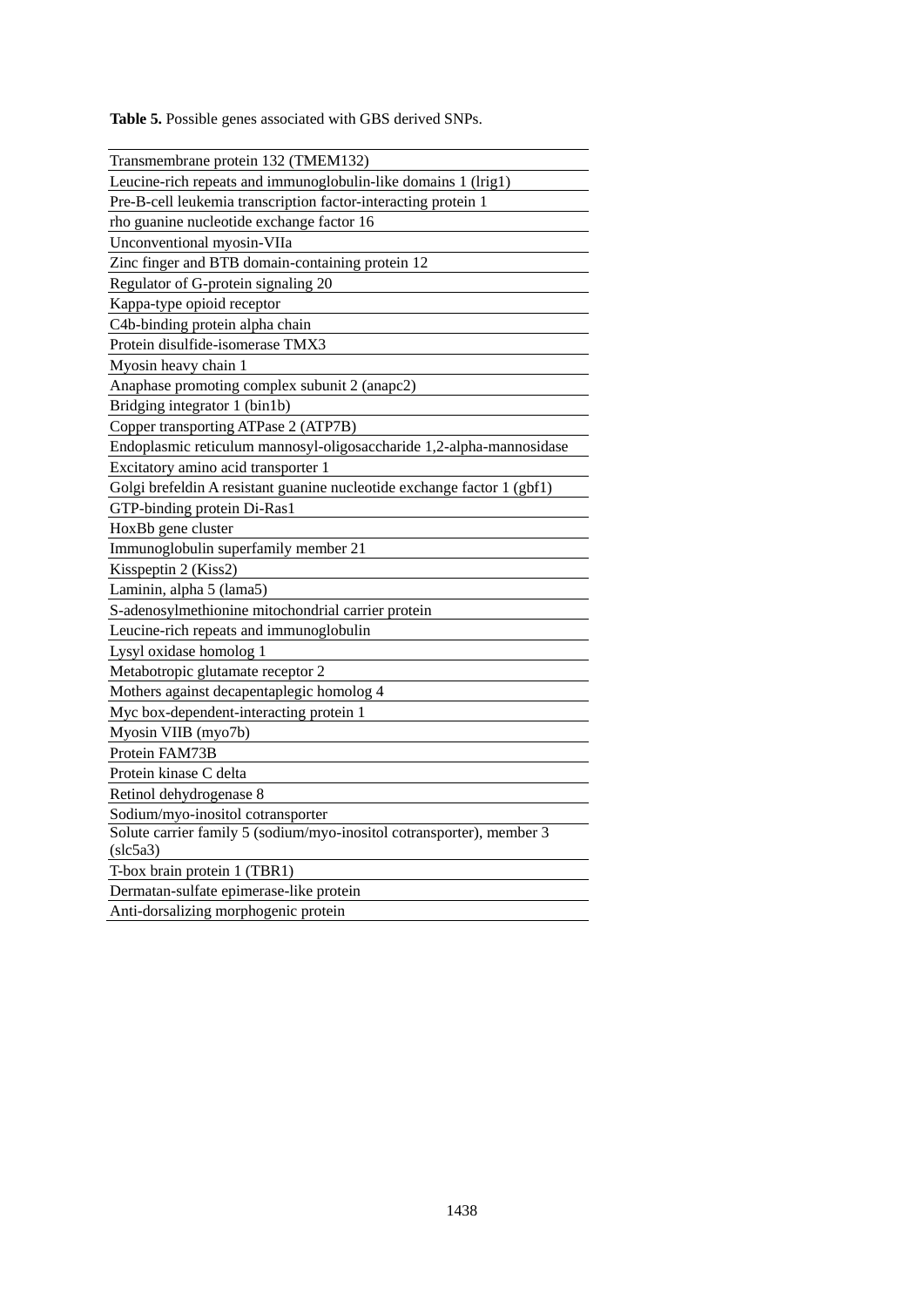**Table 5.** Possible genes associated with GBS derived SNPs.

| |
|---|
| Transmembrane protein 132 (TMEM132) |
| Leucine-rich repeats and immunoglobulin-like domains 1 (lrig1) |
| Pre-B-cell leukemia transcription factor-interacting protein 1 |
| rho guanine nucleotide exchange factor 16 |
| Unconventional myosin-VIIa |
| Zinc finger and BTB domain-containing protein 12 |
| Regulator of G-protein signaling 20 |
| Kappa-type opioid receptor |
| C4b-binding protein alpha chain |
| Protein disulfide-isomerase TMX3 |
| Myosin heavy chain 1 |
| Anaphase promoting complex subunit 2 (anapc2) |
| Bridging integrator 1 (bin1b) |
| Copper transporting ATPase 2 (ATP7B) |
| Endoplasmic reticulum mannosyl-oligosaccharide 1,2-alpha-mannosidase |
| Excitatory amino acid transporter 1 |
| Golgi brefeldin A resistant guanine nucleotide exchange factor 1 (gbf1) |
| GTP-binding protein Di-Ras1 |
| HoxBb gene cluster |
| Immunoglobulin superfamily member 21 |
| Kisspeptin 2 (Kiss2) |
| Laminin, alpha 5 (lama5) |
| S-adenosylmethionine mitochondrial carrier protein |
| Leucine-rich repeats and immunoglobulin |
| Lysyl oxidase homolog 1 |
| Metabotropic glutamate receptor 2 |
| Mothers against decapentaplegic homolog 4 |
| Myc box-dependent-interacting protein 1 |
| Myosin VIIB (myo7b) |
| Protein FAM73B |
| Protein kinase C delta |
| Retinol dehydrogenase 8 |
| Sodium/myo-inositol cotransporter |
| Solute carrier family 5 (sodium/myo-inositol cotransporter), member 3 (slc5a3) |
| T-box brain protein 1 (TBR1) |
| Dermatan-sulfate epimerase-like protein |
| Anti-dorsalizing morphogenic protein |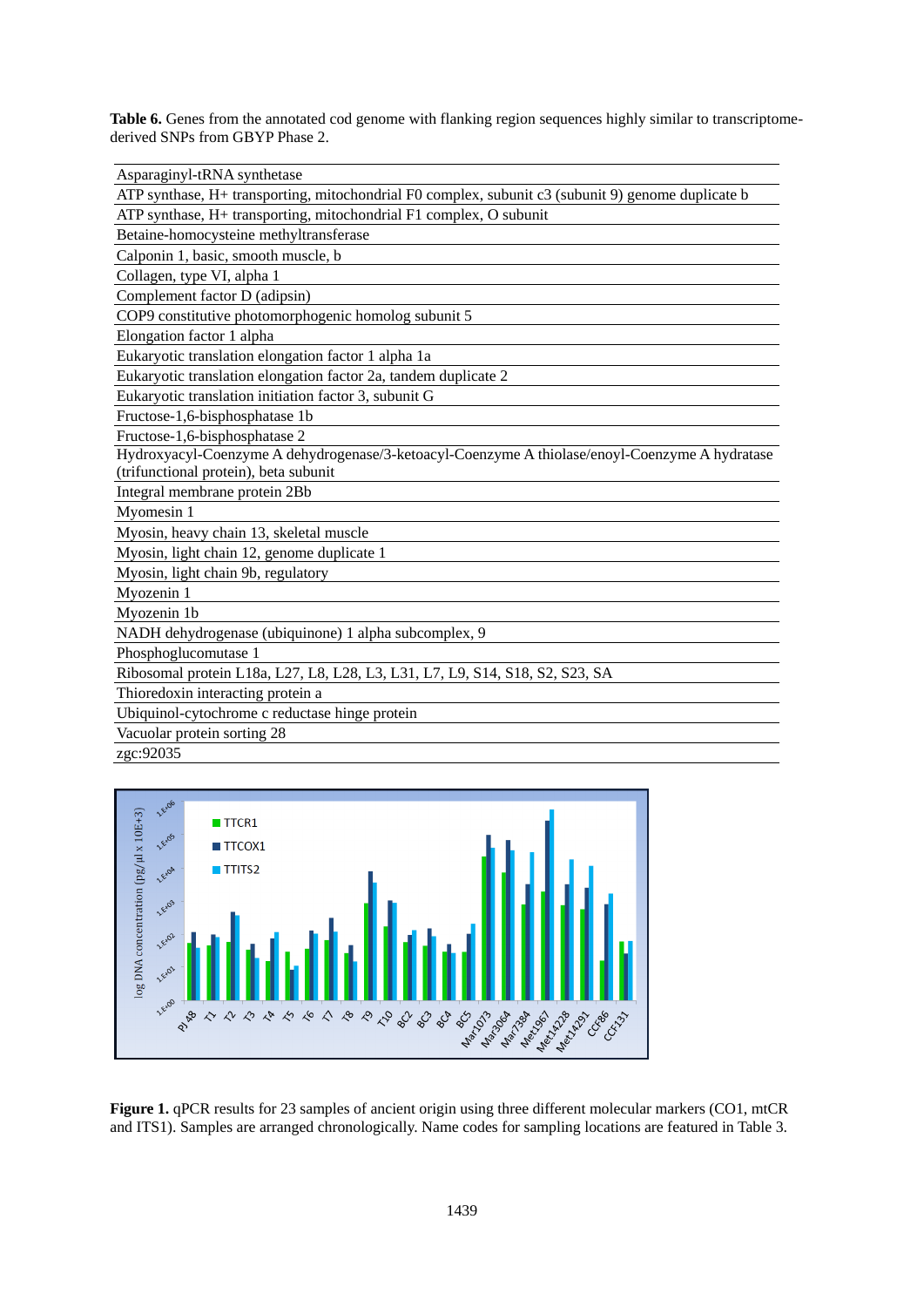**Table 6.** Genes from the annotated cod genome with flanking region sequences highly similar to transcriptome-derived SNPs from GBYP Phase 2.

| |
|---|
| Asparaginyl-tRNA synthetase |
| ATP synthase, H+ transporting, mitochondrial F0 complex, subunit c3 (subunit 9) genome duplicate b |
| ATP synthase, H+ transporting, mitochondrial F1 complex, O subunit |
| Betaine-homocysteine methyltransferase |
| Calponin 1, basic, smooth muscle, b |
| Collagen, type VI, alpha 1 |
| Complement factor D (adipsin) |
| COP9 constitutive photomorphogenic homolog subunit 5 |
| Elongation factor 1 alpha |
| Eukaryotic translation elongation factor 1 alpha 1a |
| Eukaryotic translation elongation factor 2a, tandem duplicate 2 |
| Eukaryotic translation initiation factor 3, subunit G |
| Fructose-1,6-bisphosphatase 1b |
| Fructose-1,6-bisphosphatase 2 |
| Hydroxyacyl-Coenzyme A dehydrogenase/3-ketoacyl-Coenzyme A thiolase/enoyl-Coenzyme A hydratase (trifunctional protein), beta subunit |
| Integral membrane protein 2Bb |
| Myomesin 1 |
| Myosin, heavy chain 13, skeletal muscle |
| Myosin, light chain 12, genome duplicate 1 |
| Myosin, light chain 9b, regulatory |
| Myozenin 1 |
| Myozenin 1b |
| NADH dehydrogenase (ubiquinone) 1 alpha subcomplex, 9 |
| Phosphoglucomutase 1 |
| Ribosomal protein L18a, L27, L8, L28, L3, L31, L7, L9, S14, S18, S2, S23, SA |
| Thioredoxin interacting protein a |
| Ubiquinol-cytochrome c reductase hinge protein |
| Vacuolar protein sorting 28 |
| zgc:92035 |

log DNA concentration (pg/µl x 10E+3)
1.E+06
1.E+05
1.E+04
1.E+03
1.E+02
1.E+01
1.E+00
TTCR1
TTCOX1
TTITS2
PJ48 T1 T2 T3 T4 T5 T6 T7 T8 T9 T10 BC2 BC3 BC4 BC5 Mar1073 Mar3064 Mar7384 Met1967 Met14228 Met14291 CCF86 CCF131

**Figure 1.** qPCR results for 23 samples of ancient origin using three different molecular markers (CO1, mtCR and ITS1). Samples are arranged chronologically. Name codes for sampling locations are featured in Table 3.